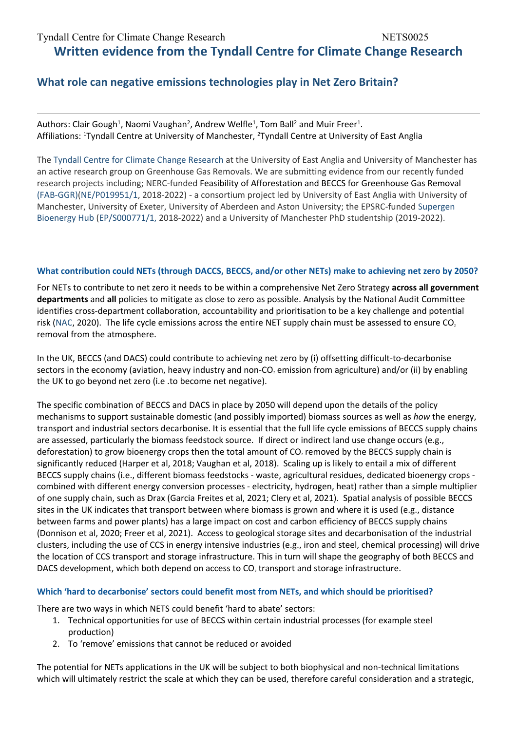# Written evidence from the Tyndall Centre for Climate Change Research

## What role can negative emissions technologies play in Net Zero Britain?

Authors: Clair Gough[1], Naomi Vaughan[2], Andrew Welfle[1], Tom Ball[2] and Muir Freer[1].
Affiliations: [1]Tyndall Centre at University of Manchester, [2]Tyndall Centre at University of East Anglia

The Tyndall Centre for Climate Change Research at the University of East Anglia and University of Manchester has an active research group on Greenhouse Gas Removals. We are submitting evidence from our recently funded research projects including; NERC-funded Feasibility of Afforestation and BECCS for Greenhouse Gas Removal (FAB-GGR)(NE/P019951/1, 2018-2022) - a consortium project led by University of East Anglia with University of Manchester, University of Exeter, University of Aberdeen and Aston University; the EPSRC-funded Supergen Bioenergy Hub (EP/S000771/1, 2018-2022) and a University of Manchester PhD studentship (2019-2022).

### What contribution could NETs (through DACCS, BECCS, and/or other NETs) make to achieving net zero by 2050?

For NETs to contribute to net zero it needs to be within a comprehensive Net Zero Strategy **across all government departments** and **all** policies to mitigate as close to zero as possible. Analysis by the National Audit Committee identifies cross-department collaboration, accountability and prioritisation to be a key challenge and potential risk (NAC, 2020). The life cycle emissions across the entire NET supply chain must be assessed to ensure $CO_2$ removal from the atmosphere.

In the UK, BECCS (and DACS) could contribute to achieving net zero by (i) offsetting difficult-to-decarbonise sectors in the economy (aviation, heavy industry and non-$CO_2$ emission from agriculture) and/or (ii) by enabling the UK to go beyond net zero (i.e .to become net negative).

The specific combination of BECCS and DACS in place by 2050 will depend upon the details of the policy mechanisms to support sustainable domestic (and possibly imported) biomass sources as well as *how* the energy, transport and industrial sectors decarbonise. It is essential that the full life cycle emissions of BECCS supply chains are assessed, particularly the biomass feedstock source. If direct or indirect land use change occurs (e.g., deforestation) to grow bioenergy crops then the total amount of $CO_2$ removed by the BECCS supply chain is significantly reduced (Harper et al, 2018; Vaughan et al, 2018). Scaling up is likely to entail a mix of different BECCS supply chains (i.e., different biomass feedstocks - waste, agricultural residues, dedicated bioenergy crops - combined with different energy conversion processes - electricity, hydrogen, heat) rather than a simple multiplier of one supply chain, such as Drax (Garcia Freites et al, 2021; Clery et al, 2021). Spatial analysis of possible BECCS sites in the UK indicates that transport between where biomass is grown and where it is used (e.g., distance between farms and power plants) has a large impact on cost and carbon efficiency of BECCS supply chains (Donnison et al, 2020; Freer et al, 2021). Access to geological storage sites and decarbonisation of the industrial clusters, including the use of CCS in energy intensive industries (e.g., iron and steel, chemical processing) will drive the location of CCS transport and storage infrastructure. This in turn will shape the geography of both BECCS and DACS development, which both depend on access to $CO_2$ transport and storage infrastructure.

### Which 'hard to decarbonise' sectors could benefit most from NETs, and which should be prioritised?

There are two ways in which NETS could benefit 'hard to abate' sectors:

1. Technical opportunities for use of BECCS within certain industrial processes (for example steel production)
2. To 'remove' emissions that cannot be reduced or avoided

The potential for NETs applications in the UK will be subject to both biophysical and non-technical limitations which will ultimately restrict the scale at which they can be used, therefore careful consideration and a strategic,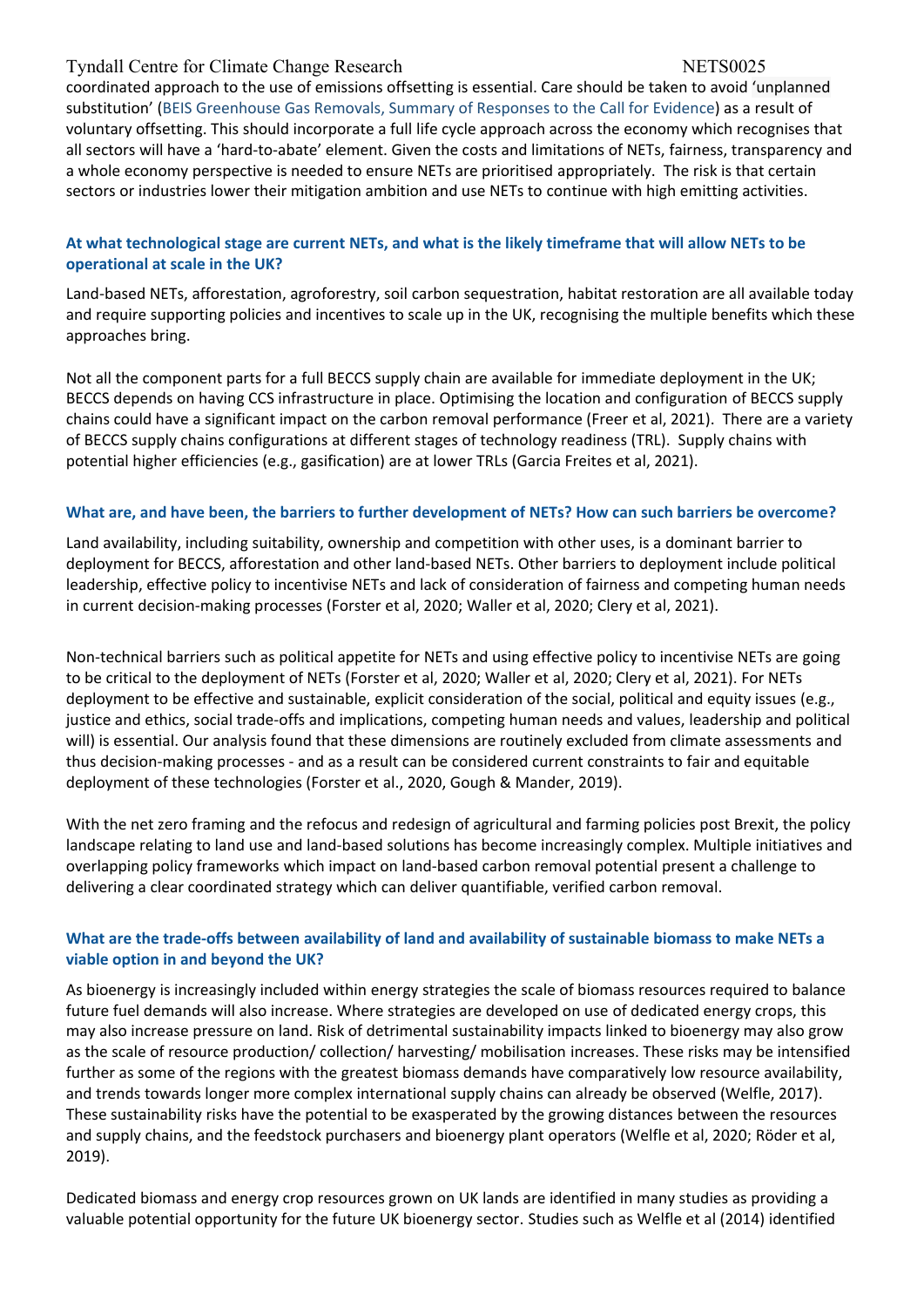coordinated approach to the use of emissions offsetting is essential. Care should be taken to avoid 'unplanned substitution' (BEIS Greenhouse Gas Removals, Summary of Responses to the Call for Evidence) as a result of voluntary offsetting. This should incorporate a full life cycle approach across the economy which recognises that all sectors will have a 'hard-to-abate' element. Given the costs and limitations of NETs, fairness, transparency and a whole economy perspective is needed to ensure NETs are prioritised appropriately. The risk is that certain sectors or industries lower their mitigation ambition and use NETs to continue with high emitting activities.

### At what technological stage are current NETs, and what is the likely timeframe that will allow NETs to be operational at scale in the UK?

Land-based NETs, afforestation, agroforestry, soil carbon sequestration, habitat restoration are all available today and require supporting policies and incentives to scale up in the UK, recognising the multiple benefits which these approaches bring.

Not all the component parts for a full BECCS supply chain are available for immediate deployment in the UK; BECCS depends on having CCS infrastructure in place. Optimising the location and configuration of BECCS supply chains could have a significant impact on the carbon removal performance (Freer et al, 2021). There are a variety of BECCS supply chains configurations at different stages of technology readiness (TRL). Supply chains with potential higher efficiencies (e.g., gasification) are at lower TRLs (Garcia Freites et al, 2021).

### What are, and have been, the barriers to further development of NETs? How can such barriers be overcome?

Land availability, including suitability, ownership and competition with other uses, is a dominant barrier to deployment for BECCS, afforestation and other land-based NETs. Other barriers to deployment include political leadership, effective policy to incentivise NETs and lack of consideration of fairness and competing human needs in current decision-making processes (Forster et al, 2020; Waller et al, 2020; Clery et al, 2021).

Non-technical barriers such as political appetite for NETs and using effective policy to incentivise NETs are going to be critical to the deployment of NETs (Forster et al, 2020; Waller et al, 2020; Clery et al, 2021). For NETs deployment to be effective and sustainable, explicit consideration of the social, political and equity issues (e.g., justice and ethics, social trade-offs and implications, competing human needs and values, leadership and political will) is essential. Our analysis found that these dimensions are routinely excluded from climate assessments and thus decision-making processes - and as a result can be considered current constraints to fair and equitable deployment of these technologies (Forster et al., 2020, Gough & Mander, 2019).

With the net zero framing and the refocus and redesign of agricultural and farming policies post Brexit, the policy landscape relating to land use and land-based solutions has become increasingly complex. Multiple initiatives and overlapping policy frameworks which impact on land-based carbon removal potential present a challenge to delivering a clear coordinated strategy which can deliver quantifiable, verified carbon removal.

### What are the trade-offs between availability of land and availability of sustainable biomass to make NETs a viable option in and beyond the UK?

As bioenergy is increasingly included within energy strategies the scale of biomass resources required to balance future fuel demands will also increase. Where strategies are developed on use of dedicated energy crops, this may also increase pressure on land. Risk of detrimental sustainability impacts linked to bioenergy may also grow as the scale of resource production/ collection/ harvesting/ mobilisation increases. These risks may be intensified further as some of the regions with the greatest biomass demands have comparatively low resource availability, and trends towards longer more complex international supply chains can already be observed (Welfle, 2017). These sustainability risks have the potential to be exasperated by the growing distances between the resources and supply chains, and the feedstock purchasers and bioenergy plant operators (Welfle et al, 2020; Röder et al, 2019).

Dedicated biomass and energy crop resources grown on UK lands are identified in many studies as providing a valuable potential opportunity for the future UK bioenergy sector. Studies such as Welfle et al (2014) identified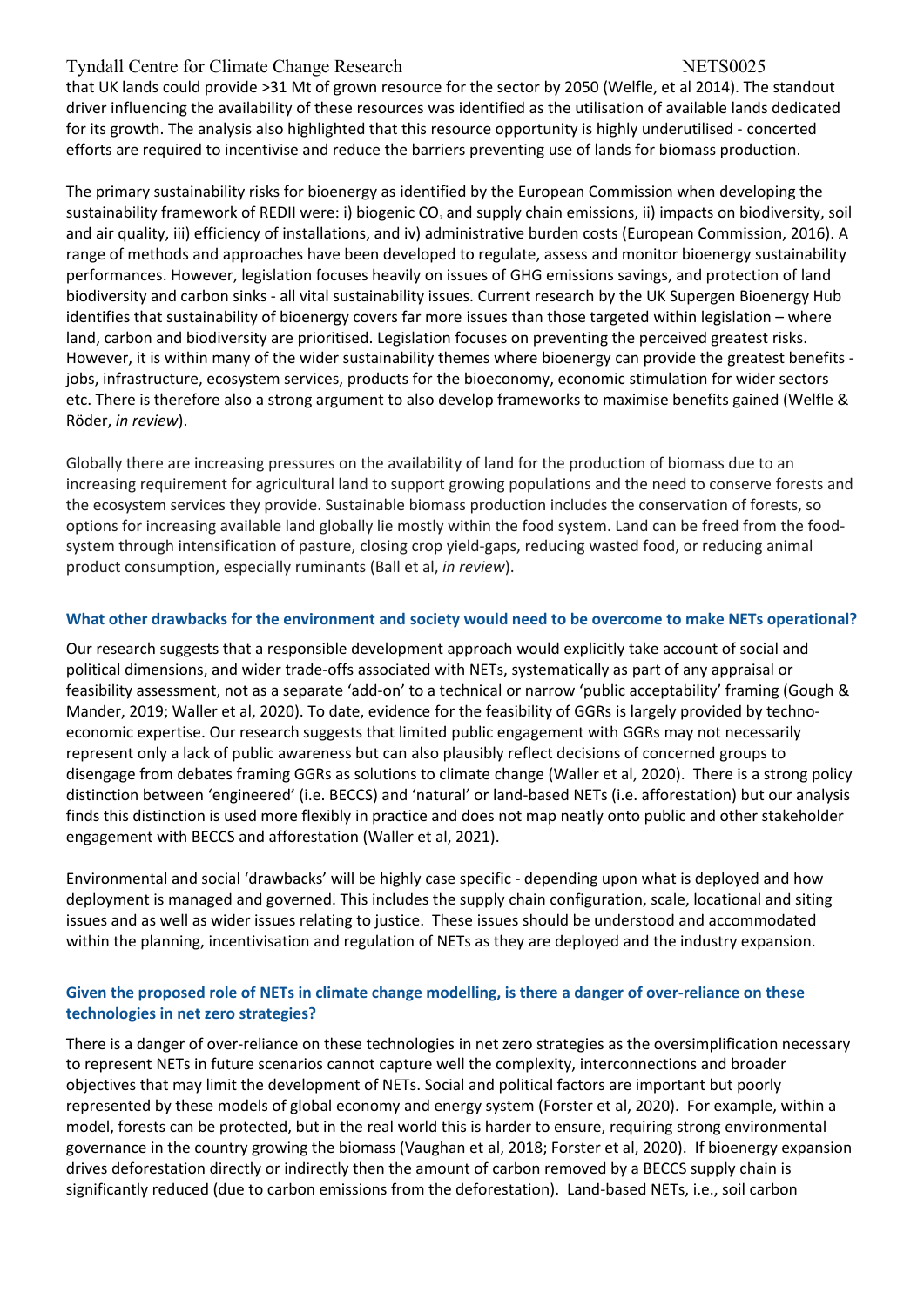that UK lands could provide >31 Mt of grown resource for the sector by 2050 (Welfle, et al 2014). The standout driver influencing the availability of these resources was identified as the utilisation of available lands dedicated for its growth. The analysis also highlighted that this resource opportunity is highly underutilised - concerted efforts are required to incentivise and reduce the barriers preventing use of lands for biomass production.

The primary sustainability risks for bioenergy as identified by the European Commission when developing the sustainability framework of REDII were: i) biogenic $CO_2$ and supply chain emissions, ii) impacts on biodiversity, soil and air quality, iii) efficiency of installations, and iv) administrative burden costs (European Commission, 2016). A range of methods and approaches have been developed to regulate, assess and monitor bioenergy sustainability performances. However, legislation focuses heavily on issues of GHG emissions savings, and protection of land biodiversity and carbon sinks - all vital sustainability issues. Current research by the UK Supergen Bioenergy Hub identifies that sustainability of bioenergy covers far more issues than those targeted within legislation – where land, carbon and biodiversity are prioritised. Legislation focuses on preventing the perceived greatest risks. However, it is within many of the wider sustainability themes where bioenergy can provide the greatest benefits - jobs, infrastructure, ecosystem services, products for the bioeconomy, economic stimulation for wider sectors etc. There is therefore also a strong argument to also develop frameworks to maximise benefits gained (Welfle & Röder, *in review*).

Globally there are increasing pressures on the availability of land for the production of biomass due to an increasing requirement for agricultural land to support growing populations and the need to conserve forests and the ecosystem services they provide. Sustainable biomass production includes the conservation of forests, so options for increasing available land globally lie mostly within the food system. Land can be freed from the food-system through intensification of pasture, closing crop yield-gaps, reducing wasted food, or reducing animal product consumption, especially ruminants (Ball et al, *in review*).

### What other drawbacks for the environment and society would need to be overcome to make NETs operational?

Our research suggests that a responsible development approach would explicitly take account of social and political dimensions, and wider trade-offs associated with NETs, systematically as part of any appraisal or feasibility assessment, not as a separate 'add-on' to a technical or narrow 'public acceptability' framing (Gough & Mander, 2019; Waller et al, 2020). To date, evidence for the feasibility of GGRs is largely provided by techno-economic expertise. Our research suggests that limited public engagement with GGRs may not necessarily represent only a lack of public awareness but can also plausibly reflect decisions of concerned groups to disengage from debates framing GGRs as solutions to climate change (Waller et al, 2020). There is a strong policy distinction between 'engineered' (i.e. BECCS) and 'natural' or land-based NETs (i.e. afforestation) but our analysis finds this distinction is used more flexibly in practice and does not map neatly onto public and other stakeholder engagement with BECCS and afforestation (Waller et al, 2021).

Environmental and social 'drawbacks' will be highly case specific - depending upon what is deployed and how deployment is managed and governed. This includes the supply chain configuration, scale, locational and siting issues and as well as wider issues relating to justice. These issues should be understood and accommodated within the planning, incentivisation and regulation of NETs as they are deployed and the industry expansion.

### Given the proposed role of NETs in climate change modelling, is there a danger of over-reliance on these technologies in net zero strategies?

There is a danger of over-reliance on these technologies in net zero strategies as the oversimplification necessary to represent NETs in future scenarios cannot capture well the complexity, interconnections and broader objectives that may limit the development of NETs. Social and political factors are important but poorly represented by these models of global economy and energy system (Forster et al, 2020). For example, within a model, forests can be protected, but in the real world this is harder to ensure, requiring strong environmental governance in the country growing the biomass (Vaughan et al, 2018; Forster et al, 2020). If bioenergy expansion drives deforestation directly or indirectly then the amount of carbon removed by a BECCS supply chain is significantly reduced (due to carbon emissions from the deforestation). Land-based NETs, i.e., soil carbon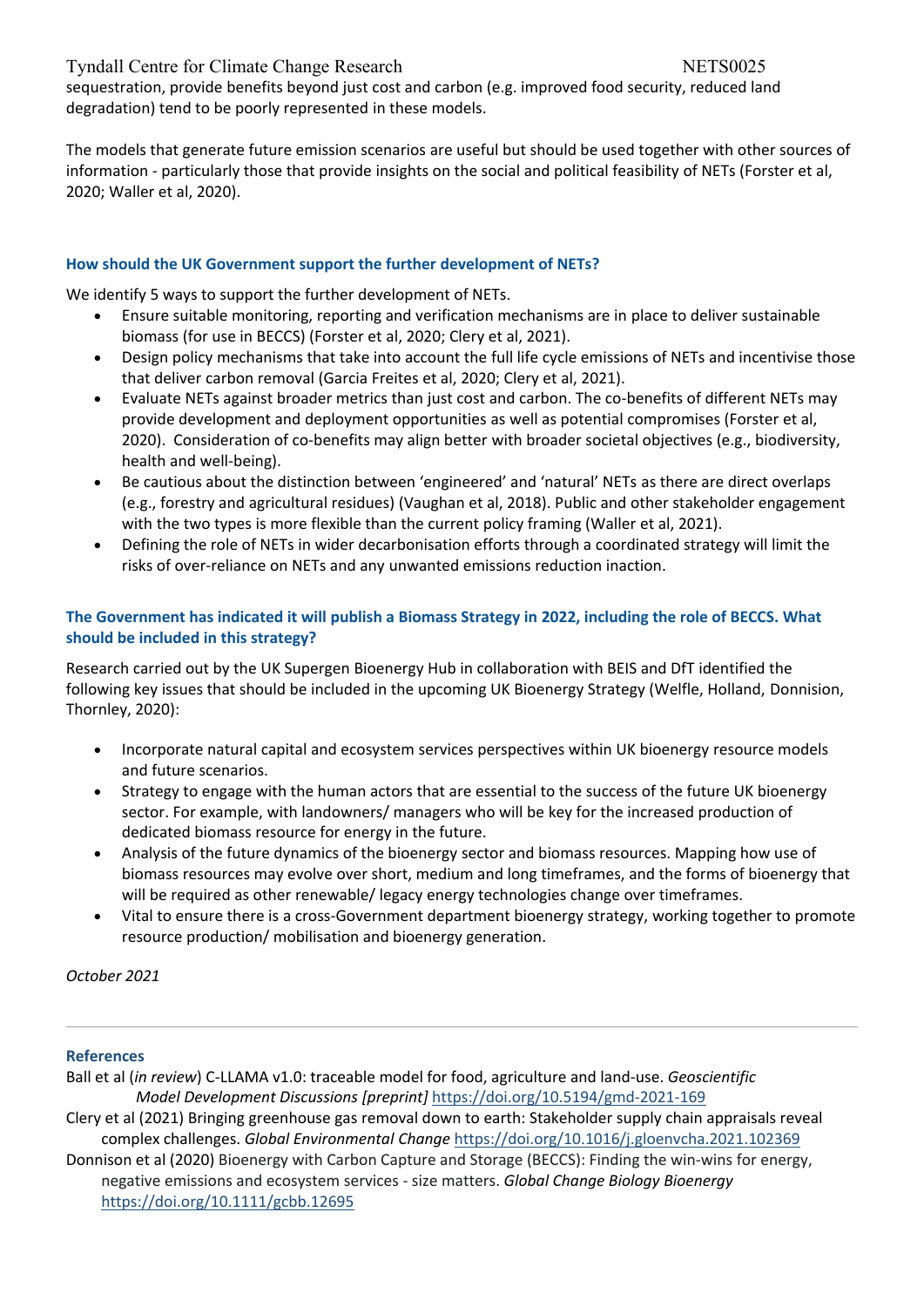sequestration, provide benefits beyond just cost and carbon (e.g. improved food security, reduced land degradation) tend to be poorly represented in these models.

The models that generate future emission scenarios are useful but should be used together with other sources of information - particularly those that provide insights on the social and political feasibility of NETs (Forster et al, 2020; Waller et al, 2020).

### How should the UK Government support the further development of NETs?

We identify 5 ways to support the further development of NETs.

- Ensure suitable monitoring, reporting and verification mechanisms are in place to deliver sustainable biomass (for use in BECCS) (Forster et al, 2020; Clery et al, 2021).
- Design policy mechanisms that take into account the full life cycle emissions of NETs and incentivise those that deliver carbon removal (Garcia Freites et al, 2020; Clery et al, 2021).
- Evaluate NETs against broader metrics than just cost and carbon. The co-benefits of different NETs may provide development and deployment opportunities as well as potential compromises (Forster et al, 2020). Consideration of co-benefits may align better with broader societal objectives (e.g., biodiversity, health and well-being).
- Be cautious about the distinction between 'engineered' and 'natural' NETs as there are direct overlaps (e.g., forestry and agricultural residues) (Vaughan et al, 2018). Public and other stakeholder engagement with the two types is more flexible than the current policy framing (Waller et al, 2021).
- Defining the role of NETs in wider decarbonisation efforts through a coordinated strategy will limit the risks of over-reliance on NETs and any unwanted emissions reduction inaction.

### The Government has indicated it will publish a Biomass Strategy in 2022, including the role of BECCS. What should be included in this strategy?

Research carried out by the UK Supergen Bioenergy Hub in collaboration with BEIS and DfT identified the following key issues that should be included in the upcoming UK Bioenergy Strategy (Welfle, Holland, Donnision, Thornley, 2020):

- Incorporate natural capital and ecosystem services perspectives within UK bioenergy resource models and future scenarios.
- Strategy to engage with the human actors that are essential to the success of the future UK bioenergy sector. For example, with landowners/ managers who will be key for the increased production of dedicated biomass resource for energy in the future.
- Analysis of the future dynamics of the bioenergy sector and biomass resources. Mapping how use of biomass resources may evolve over short, medium and long timeframes, and the forms of bioenergy that will be required as other renewable/ legacy energy technologies change over timeframes.
- Vital to ensure there is a cross-Government department bioenergy strategy, working together to promote resource production/ mobilisation and bioenergy generation.

*October 2021*

---

### References

Ball et al (*in review*) C-LLAMA v1.0: traceable model for food, agriculture and land-use. *Geoscientific Model Development Discussions [preprint]* https://doi.org/10.5194/gmd-2021-169

Clery et al (2021) Bringing greenhouse gas removal down to earth: Stakeholder supply chain appraisals reveal complex challenges. *Global Environmental Change* https://doi.org/10.1016/j.gloenvcha.2021.102369

Donnison et al (2020) Bioenergy with Carbon Capture and Storage (BECCS): Finding the win-wins for energy, negative emissions and ecosystem services - size matters. *Global Change Biology Bioenergy* https://doi.org/10.1111/gcbb.12695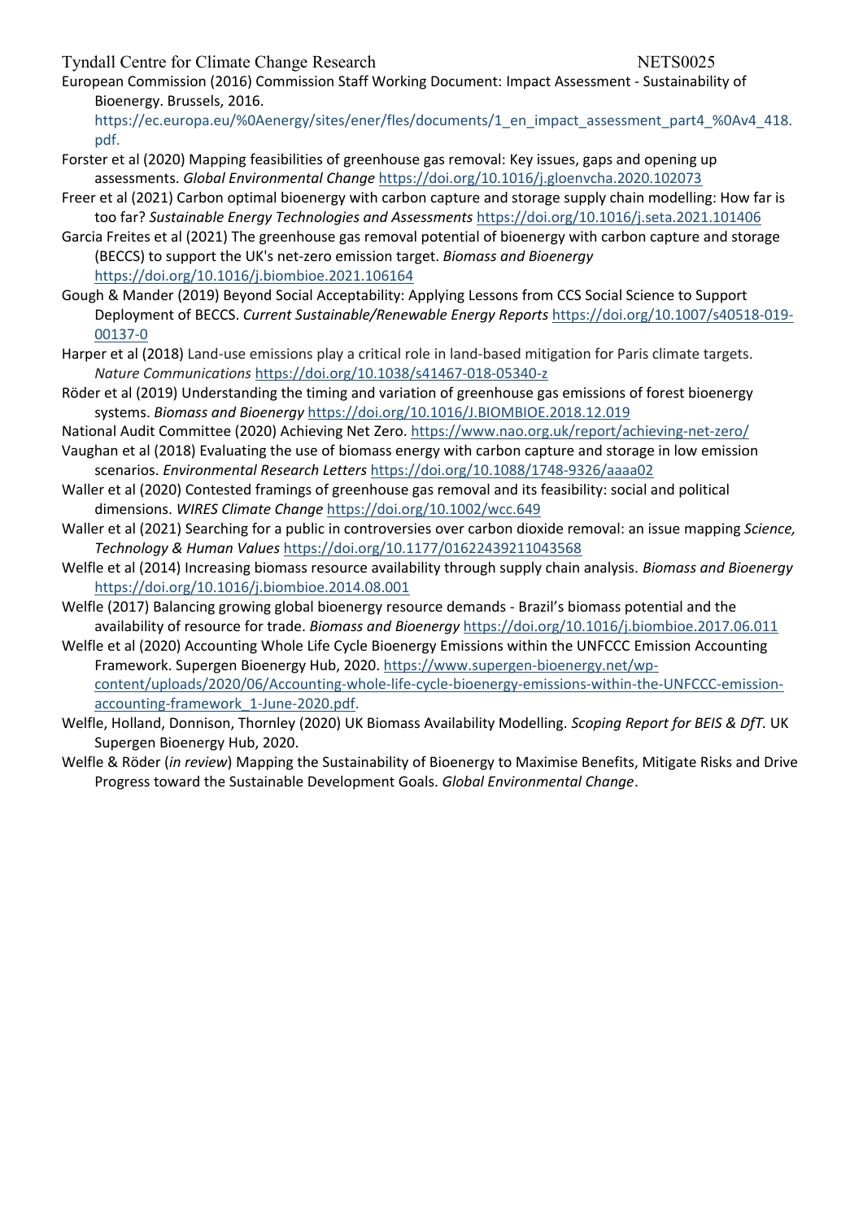European Commission (2016) Commission Staff Working Document: Impact Assessment - Sustainability of Bioenergy. Brussels, 2016. https://ec.europa.eu/%0Aenergy/sites/ener/fles/documents/1_en_impact_assessment_part4_%0Av4_418.pdf.

Forster et al (2020) Mapping feasibilities of greenhouse gas removal: Key issues, gaps and opening up assessments. *Global Environmental Change* https://doi.org/10.1016/j.gloenvcha.2020.102073

Freer et al (2021) Carbon optimal bioenergy with carbon capture and storage supply chain modelling: How far is too far? *Sustainable Energy Technologies and Assessments* https://doi.org/10.1016/j.seta.2021.101406

Garcia Freites et al (2021) The greenhouse gas removal potential of bioenergy with carbon capture and storage (BECCS) to support the UK's net-zero emission target. *Biomass and Bioenergy* https://doi.org/10.1016/j.biombioe.2021.106164

Gough & Mander (2019) Beyond Social Acceptability: Applying Lessons from CCS Social Science to Support Deployment of BECCS. *Current Sustainable/Renewable Energy Reports* https://doi.org/10.1007/s40518-019-00137-0

Harper et al (2018) Land-use emissions play a critical role in land-based mitigation for Paris climate targets. *Nature Communications* https://doi.org/10.1038/s41467-018-05340-z

Röder et al (2019) Understanding the timing and variation of greenhouse gas emissions of forest bioenergy systems. *Biomass and Bioenergy* https://doi.org/10.1016/J.BIOMBIOE.2018.12.019

National Audit Committee (2020) Achieving Net Zero. https://www.nao.org.uk/report/achieving-net-zero/

Vaughan et al (2018) Evaluating the use of biomass energy with carbon capture and storage in low emission scenarios. *Environmental Research Letters* https://doi.org/10.1088/1748-9326/aaaa02

Waller et al (2020) Contested framings of greenhouse gas removal and its feasibility: social and political dimensions. *WIRES Climate Change* https://doi.org/10.1002/wcc.649

Waller et al (2021) Searching for a public in controversies over carbon dioxide removal: an issue mapping *Science, Technology & Human Values* https://doi.org/10.1177/01622439211043568

Welfle et al (2014) Increasing biomass resource availability through supply chain analysis. *Biomass and Bioenergy* https://doi.org/10.1016/j.biombioe.2014.08.001

Welfle (2017) Balancing growing global bioenergy resource demands - Brazil's biomass potential and the availability of resource for trade. *Biomass and Bioenergy* https://doi.org/10.1016/j.biombioe.2017.06.011

Welfle et al (2020) Accounting Whole Life Cycle Bioenergy Emissions within the UNFCCC Emission Accounting Framework. Supergen Bioenergy Hub, 2020. https://www.supergen-bioenergy.net/wp-content/uploads/2020/06/Accounting-whole-life-cycle-bioenergy-emissions-within-the-UNFCCC-emission-accounting-framework_1-June-2020.pdf.

Welfle, Holland, Donnison, Thornley (2020) UK Biomass Availability Modelling. *Scoping Report for BEIS & DfT.* UK Supergen Bioenergy Hub, 2020.

Welfle & Röder (*in review*) Mapping the Sustainability of Bioenergy to Maximise Benefits, Mitigate Risks and Drive Progress toward the Sustainable Development Goals. *Global Environmental Change*.